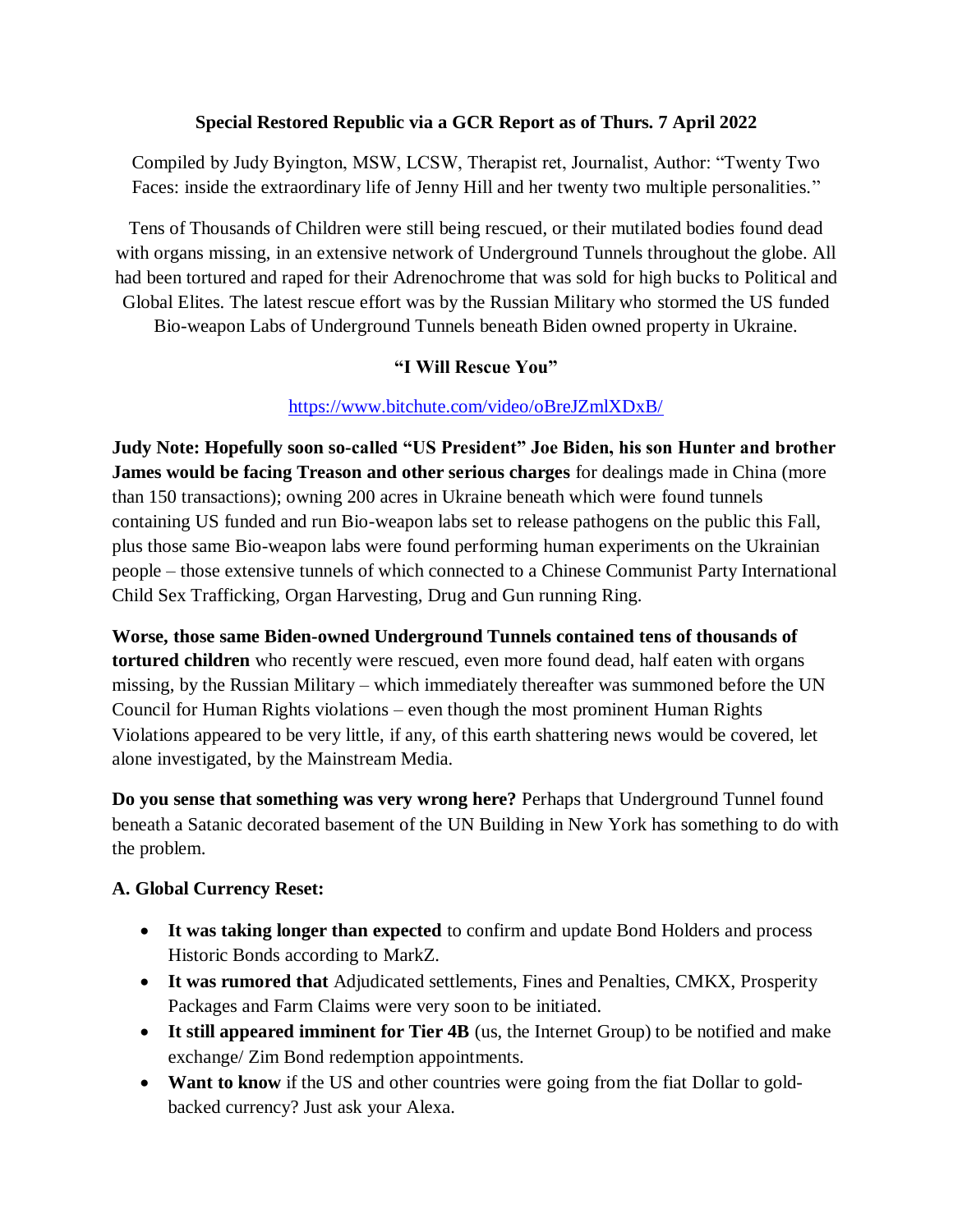**Special Restored Republic via a GCR Report as of Thurs. 7 April 2022**

Compiled by Judy Byington, MSW, LCSW, Therapist ret, Journalist, Author: "Twenty Two Faces: inside the extraordinary life of Jenny Hill and her twenty two multiple personalities."

Tens of Thousands of Children were still being rescued, or their mutilated bodies found dead with organs missing, in an extensive network of Underground Tunnels throughout the globe. All had been tortured and raped for their Adrenochrome that was sold for high bucks to Political and Global Elites. The latest rescue effort was by the Russian Military who stormed the US funded Bio-weapon Labs of Underground Tunnels beneath Biden owned property in Ukraine.

**"I Will Rescue You"**

https://www.bitchute.com/video/oBreJZmlXDxB/

**Judy Note: Hopefully soon so-called "US President" Joe Biden, his son Hunter and brother James would be facing Treason and other serious charges** for dealings made in China (more than 150 transactions); owning 200 acres in Ukraine beneath which were found tunnels containing US funded and run Bio-weapon labs set to release pathogens on the public this Fall, plus those same Bio-weapon labs were found performing human experiments on the Ukrainian people – those extensive tunnels of which connected to a Chinese Communist Party International Child Sex Trafficking, Organ Harvesting, Drug and Gun running Ring.

**Worse, those same Biden-owned Underground Tunnels contained tens of thousands of tortured children** who recently were rescued, even more found dead, half eaten with organs missing, by the Russian Military – which immediately thereafter was summoned before the UN Council for Human Rights violations – even though the most prominent Human Rights Violations appeared to be very little, if any, of this earth shattering news would be covered, let alone investigated, by the Mainstream Media.

**Do you sense that something was very wrong here?** Perhaps that Underground Tunnel found beneath a Satanic decorated basement of the UN Building in New York has something to do with the problem.

**A. Global Currency Reset:**

- **It was taking longer than expected** to confirm and update Bond Holders and process Historic Bonds according to MarkZ.
- **It was rumored that** Adjudicated settlements, Fines and Penalties, CMKX, Prosperity Packages and Farm Claims were very soon to be initiated.
- **It still appeared imminent for Tier 4B** (us, the Internet Group) to be notified and make exchange/ Zim Bond redemption appointments.
- **Want to know** if the US and other countries were going from the fiat Dollar to gold-backed currency? Just ask your Alexa.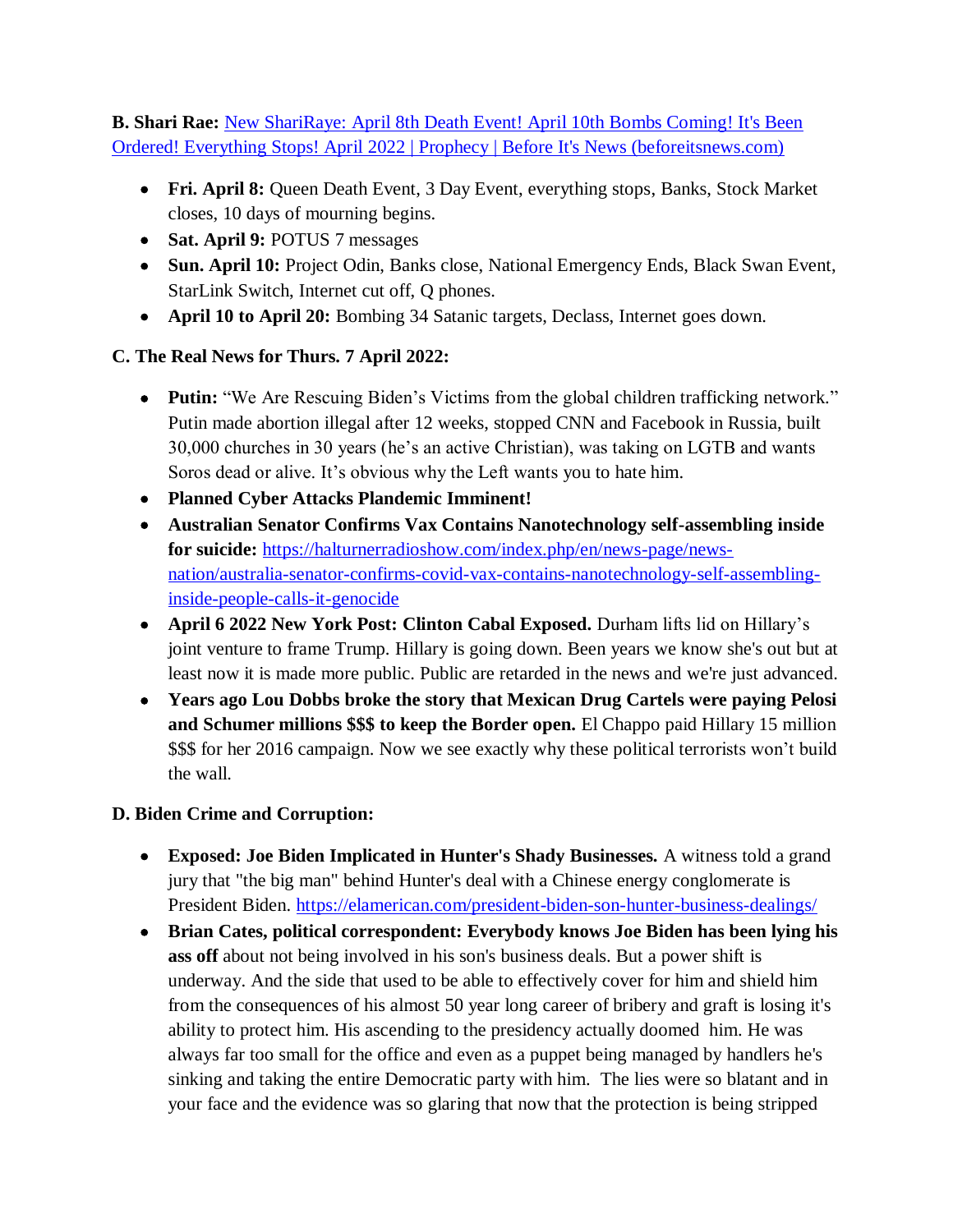**B. Shari Rae:** [New ShariRaye: April 8th Death Event! April 10th Bombs Coming! It's Been Ordered! Everything Stops! April 2022 | Prophecy | Before It's News (beforeitsnews.com)](beforeitsnews.com)

- **Fri. April 8:** Queen Death Event, 3 Day Event, everything stops, Banks, Stock Market closes, 10 days of mourning begins.
- **Sat. April 9:** POTUS 7 messages
- **Sun. April 10:** Project Odin, Banks close, National Emergency Ends, Black Swan Event, StarLink Switch, Internet cut off, Q phones.
- **April 10 to April 20:** Bombing 34 Satanic targets, Declass, Internet goes down.

**C. The Real News for Thurs. 7 April 2022:**

- **Putin:** "We Are Rescuing Biden's Victims from the global children trafficking network." Putin made abortion illegal after 12 weeks, stopped CNN and Facebook in Russia, built 30,000 churches in 30 years (he's an active Christian), was taking on LGTB and wants Soros dead or alive. It's obvious why the Left wants you to hate him.
- **Planned Cyber Attacks Plandemic Imminent!**
- **Australian Senator Confirms Vax Contains Nanotechnology self-assembling inside for suicide:** https://halturnerradioshow.com/index.php/en/news-page/news-nation/australia-senator-confirms-covid-vax-contains-nanotechnology-self-assembling-inside-people-calls-it-genocide
- **April 6 2022 New York Post: Clinton Cabal Exposed.** Durham lifts lid on Hillary's joint venture to frame Trump. Hillary is going down. Been years we know she's out but at least now it is made more public. Public are retarded in the news and we're just advanced.
- **Years ago Lou Dobbs broke the story that Mexican Drug Cartels were paying Pelosi and Schumer millions $$$ to keep the Border open.** El Chappo paid Hillary 15 million $$$ for her 2016 campaign. Now we see exactly why these political terrorists won't build the wall.

**D. Biden Crime and Corruption:**

- **Exposed: Joe Biden Implicated in Hunter's Shady Businesses.** A witness told a grand jury that "the big man" behind Hunter's deal with a Chinese energy conglomerate is President Biden. https://elamerican.com/president-biden-son-hunter-business-dealings/
- **Brian Cates, political correspondent: Everybody knows Joe Biden has been lying his ass off** about not being involved in his son's business deals. But a power shift is underway. And the side that used to be able to effectively cover for him and shield him from the consequences of his almost 50 year long career of bribery and graft is losing it's ability to protect him. His ascending to the presidency actually doomed him. He was always far too small for the office and even as a puppet being managed by handlers he's sinking and taking the entire Democratic party with him. The lies were so blatant and in your face and the evidence was so glaring that now that the protection is being stripped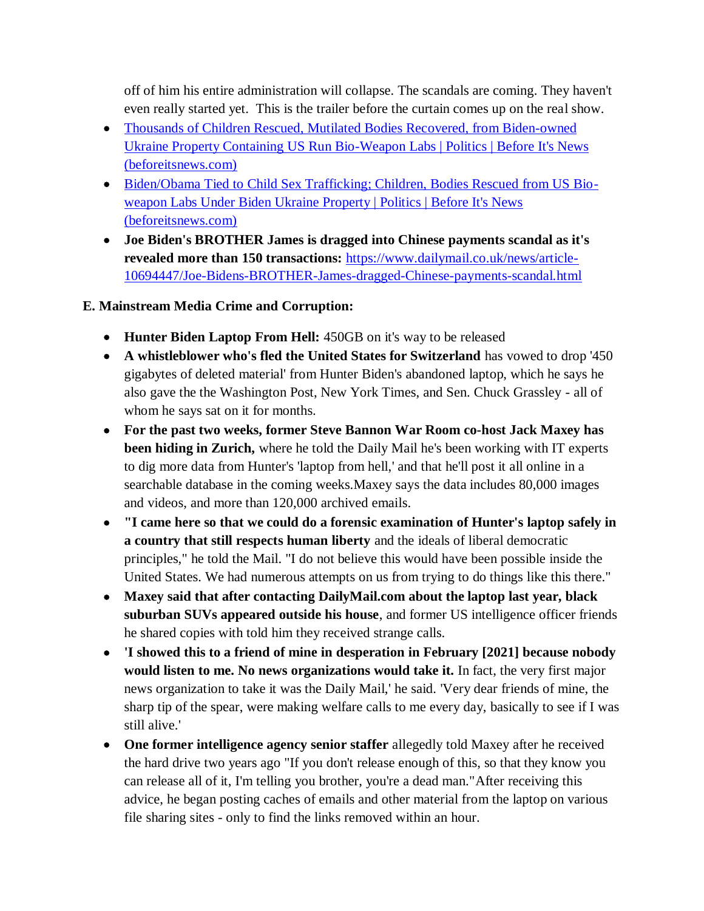off of him his entire administration will collapse. The scandals are coming. They haven't even really started yet. This is the trailer before the curtain comes up on the real show.

- [Thousands of Children Rescued, Mutilated Bodies Recovered, from Biden-owned Ukraine Property Containing US Run Bio-Weapon Labs | Politics | Before It's News (beforeitsnews.com)]()
- [Biden/Obama Tied to Child Sex Trafficking; Children, Bodies Rescued from US Bio-weapon Labs Under Biden Ukraine Property | Politics | Before It's News (beforeitsnews.com)]()
- **Joe Biden's BROTHER James is dragged into Chinese payments scandal as it's revealed more than 150 transactions:** https://www.dailymail.co.uk/news/article-10694447/Joe-Bidens-BROTHER-James-dragged-Chinese-payments-scandal.html

**E. Mainstream Media Crime and Corruption:**

- **Hunter Biden Laptop From Hell:** 450GB on it's way to be released
- **A whistleblower who's fled the United States for Switzerland** has vowed to drop '450 gigabytes of deleted material' from Hunter Biden's abandoned laptop, which he says he also gave the the Washington Post, New York Times, and Sen. Chuck Grassley - all of whom he says sat on it for months.
- **For the past two weeks, former Steve Bannon War Room co-host Jack Maxey has been hiding in Zurich,** where he told the Daily Mail he's been working with IT experts to dig more data from Hunter's 'laptop from hell,' and that he'll post it all online in a searchable database in the coming weeks.Maxey says the data includes 80,000 images and videos, and more than 120,000 archived emails.
- **"I came here so that we could do a forensic examination of Hunter's laptop safely in a country that still respects human liberty** and the ideals of liberal democratic principles," he told the Mail. "I do not believe this would have been possible inside the United States. We had numerous attempts on us from trying to do things like this there."
- **Maxey said that after contacting DailyMail.com about the laptop last year, black suburban SUVs appeared outside his house**, and former US intelligence officer friends he shared copies with told him they received strange calls.
- **'I showed this to a friend of mine in desperation in February [2021] because nobody would listen to me. No news organizations would take it.** In fact, the very first major news organization to take it was the Daily Mail,' he said. 'Very dear friends of mine, the sharp tip of the spear, were making welfare calls to me every day, basically to see if I was still alive.'
- **One former intelligence agency senior staffer** allegedly told Maxey after he received the hard drive two years ago "If you don't release enough of this, so that they know you can release all of it, I'm telling you brother, you're a dead man."After receiving this advice, he began posting caches of emails and other material from the laptop on various file sharing sites - only to find the links removed within an hour.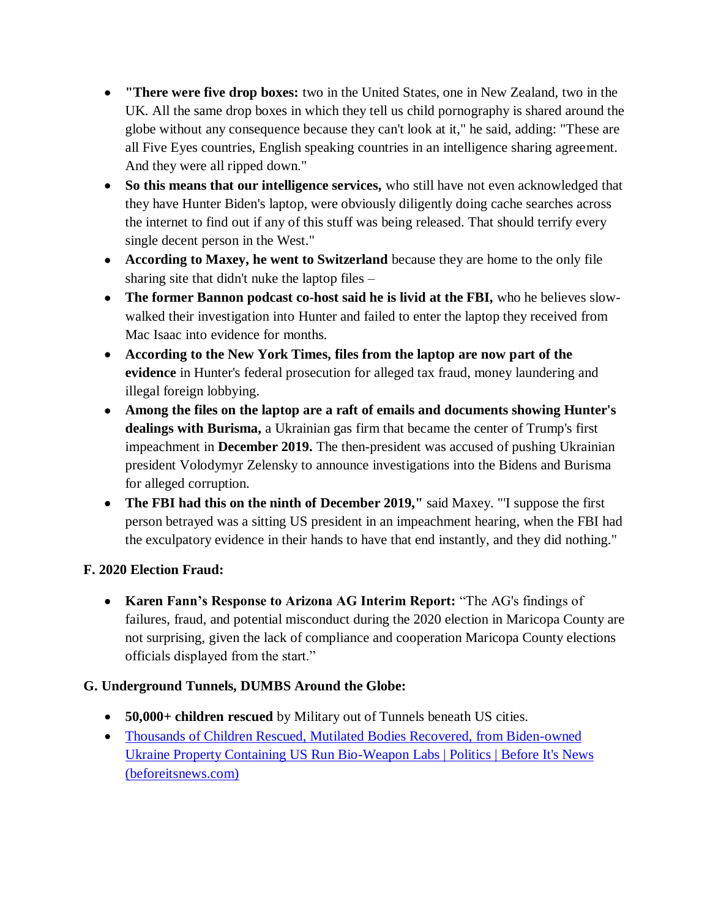- **"There were five drop boxes:** two in the United States, one in New Zealand, two in the UK. All the same drop boxes in which they tell us child pornography is shared around the globe without any consequence because they can't look at it," he said, adding: "These are all Five Eyes countries, English speaking countries in an intelligence sharing agreement. And they were all ripped down."
- **So this means that our intelligence services,** who still have not even acknowledged that they have Hunter Biden's laptop, were obviously diligently doing cache searches across the internet to find out if any of this stuff was being released. That should terrify every single decent person in the West."
- **According to Maxey, he went to Switzerland** because they are home to the only file sharing site that didn't nuke the laptop files –
- **The former Bannon podcast co-host said he is livid at the FBI,** who he believes slow-walked their investigation into Hunter and failed to enter the laptop they received from Mac Isaac into evidence for months.
- **According to the New York Times, files from the laptop are now part of the evidence** in Hunter's federal prosecution for alleged tax fraud, money laundering and illegal foreign lobbying.
- **Among the files on the laptop are a raft of emails and documents showing Hunter's dealings with Burisma,** a Ukrainian gas firm that became the center of Trump's first impeachment in **December 2019.** The then-president was accused of pushing Ukrainian president Volodymyr Zelensky to announce investigations into the Bidens and Burisma for alleged corruption.
- **The FBI had this on the ninth of December 2019,"** said Maxey. "'I suppose the first person betrayed was a sitting US president in an impeachment hearing, when the FBI had the exculpatory evidence in their hands to have that end instantly, and they did nothing."

### F. 2020 Election Fraud:

- **Karen Fann's Response to Arizona AG Interim Report:** "The AG's findings of failures, fraud, and potential misconduct during the 2020 election in Maricopa County are not surprising, given the lack of compliance and cooperation Maricopa County elections officials displayed from the start."

### G. Underground Tunnels, DUMBS Around the Globe:

- **50,000+ children rescued** by Military out of Tunnels beneath US cities.
- [Thousands of Children Rescued, Mutilated Bodies Recovered, from Biden-owned Ukraine Property Containing US Run Bio-Weapon Labs | Politics | Before It's News (beforeitsnews.com)]()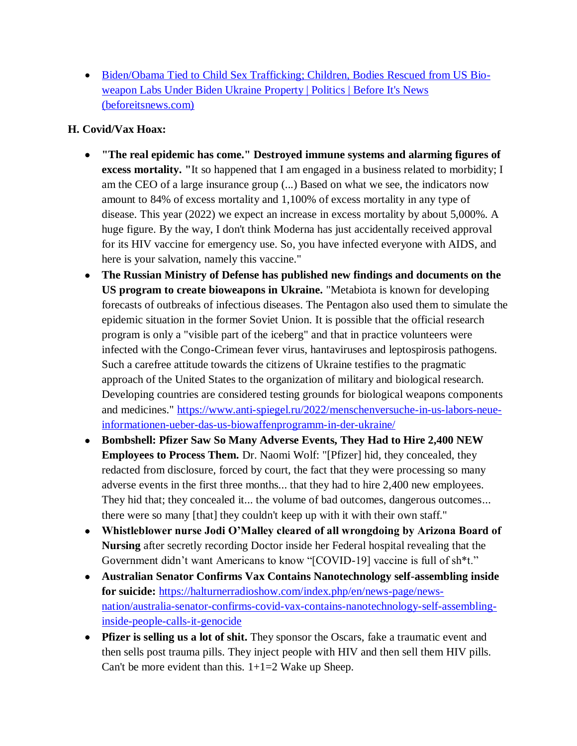- [Biden/Obama Tied to Child Sex Trafficking; Children, Bodies Rescued from US Bio-weapon Labs Under Biden Ukraine Property | Politics | Before It's News (beforeitsnews.com)]()

**H. Covid/Vax Hoax:**

- **"The real epidemic has come." Destroyed immune systems and alarming figures of excess mortality. "**It so happened that I am engaged in a business related to morbidity; I am the CEO of a large insurance group (...) Based on what we see, the indicators now amount to 84% of excess mortality and 1,100% of excess mortality in any type of disease. This year (2022) we expect an increase in excess mortality by about 5,000%. A huge figure. By the way, I don't think Moderna has just accidentally received approval for its HIV vaccine for emergency use. So, you have infected everyone with AIDS, and here is your salvation, namely this vaccine."
- **The Russian Ministry of Defense has published new findings and documents on the US program to create bioweapons in Ukraine.** "Metabiota is known for developing forecasts of outbreaks of infectious diseases. The Pentagon also used them to simulate the epidemic situation in the former Soviet Union. It is possible that the official research program is only a "visible part of the iceberg" and that in practice volunteers were infected with the Congo-Crimean fever virus, hantaviruses and leptospirosis pathogens. Such a carefree attitude towards the citizens of Ukraine testifies to the pragmatic approach of the United States to the organization of military and biological research. Developing countries are considered testing grounds for biological weapons components and medicines." https://www.anti-spiegel.ru/2022/menschenversuche-in-us-labors-neue-informationen-ueber-das-us-biowaffenprogramm-in-der-ukraine/
- **Bombshell: Pfizer Saw So Many Adverse Events, They Had to Hire 2,400 NEW Employees to Process Them.** Dr. Naomi Wolf: "[Pfizer] hid, they concealed, they redacted from disclosure, forced by court, the fact that they were processing so many adverse events in the first three months... that they had to hire 2,400 new employees. They hid that; they concealed it... the volume of bad outcomes, dangerous outcomes... there were so many [that] they couldn't keep up with it with their own staff."
- **Whistleblower nurse Jodi O'Malley cleared of all wrongdoing by Arizona Board of Nursing** after secretly recording Doctor inside her Federal hospital revealing that the Government didn't want Americans to know "[COVID-19] vaccine is full of sh*t."
- **Australian Senator Confirms Vax Contains Nanotechnology self-assembling inside for suicide:** https://halturnerradioshow.com/index.php/en/news-page/news-nation/australia-senator-confirms-covid-vax-contains-nanotechnology-self-assembling-inside-people-calls-it-genocide
- **Pfizer is selling us a lot of shit.** They sponsor the Oscars, fake a traumatic event and then sells post trauma pills. They inject people with HIV and then sell them HIV pills. Can't be more evident than this. 1+1=2 Wake up Sheep.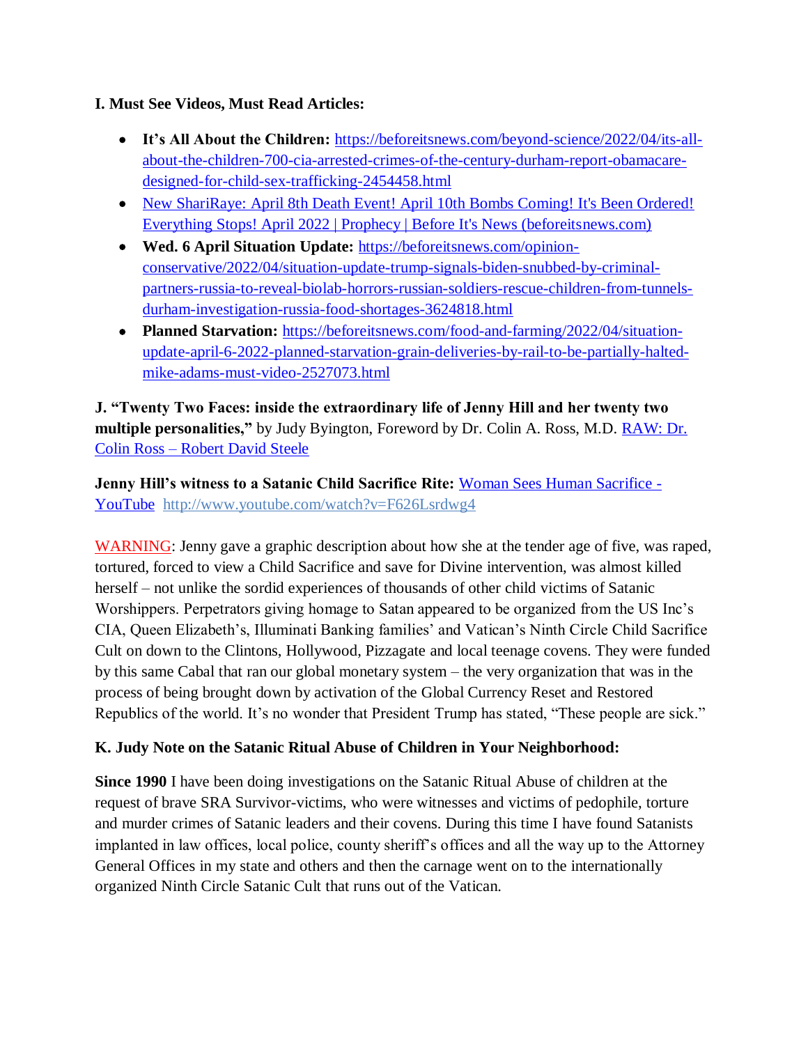**I. Must See Videos, Must Read Articles:**

- **It's All About the Children:** [https://beforeitsnews.com/beyond-science/2022/04/its-all-about-the-children-700-cia-arrested-crimes-of-the-century-durham-report-obamacare-designed-for-child-sex-trafficking-2454458.html](https://beforeitsnews.com/beyond-science/2022/04/its-all-about-the-children-700-cia-arrested-crimes-of-the-century-durham-report-obamacare-designed-for-child-sex-trafficking-2454458.html)
- New ShariRaye: April 8th Death Event! April 10th Bombs Coming! It's Been Ordered! Everything Stops! April 2022 | Prophecy | Before It's News (beforeitsnews.com)
- **Wed. 6 April Situation Update:** [https://beforeitsnews.com/opinion-conservative/2022/04/situation-update-trump-signals-biden-snubbed-by-criminal-partners-russia-to-reveal-biolab-horrors-russian-soldiers-rescue-children-from-tunnels-durham-investigation-russia-food-shortages-3624818.html](https://beforeitsnews.com/opinion-conservative/2022/04/situation-update-trump-signals-biden-snubbed-by-criminal-partners-russia-to-reveal-biolab-horrors-russian-soldiers-rescue-children-from-tunnels-durham-investigation-russia-food-shortages-3624818.html)
- **Planned Starvation:** [https://beforeitsnews.com/food-and-farming/2022/04/situation-update-april-6-2022-planned-starvation-grain-deliveries-by-rail-to-be-partially-halted-mike-adams-must-video-2527073.html](https://beforeitsnews.com/food-and-farming/2022/04/situation-update-april-6-2022-planned-starvation-grain-deliveries-by-rail-to-be-partially-halted-mike-adams-must-video-2527073.html)

**J. "Twenty Two Faces: inside the extraordinary life of Jenny Hill and her twenty two multiple personalities,"** by Judy Byington, Foreword by Dr. Colin A. Ross, M.D. RAW: Dr. Colin Ross – Robert David Steele

**Jenny Hill's witness to a Satanic Child Sacrifice Rite:** Woman Sees Human Sacrifice - YouTube [http://www.youtube.com/watch?v=F626Lsrdwg4](http://www.youtube.com/watch?v=F626Lsrdwg4)

WARNING: Jenny gave a graphic description about how she at the tender age of five, was raped, tortured, forced to view a Child Sacrifice and save for Divine intervention, was almost killed herself – not unlike the sordid experiences of thousands of other child victims of Satanic Worshippers. Perpetrators giving homage to Satan appeared to be organized from the US Inc's CIA, Queen Elizabeth's, Illuminati Banking families' and Vatican's Ninth Circle Child Sacrifice Cult on down to the Clintons, Hollywood, Pizzagate and local teenage covens. They were funded by this same Cabal that ran our global monetary system – the very organization that was in the process of being brought down by activation of the Global Currency Reset and Restored Republics of the world. It's no wonder that President Trump has stated, "These people are sick."

**K. Judy Note on the Satanic Ritual Abuse of Children in Your Neighborhood:**

**Since 1990** I have been doing investigations on the Satanic Ritual Abuse of children at the request of brave SRA Survivor-victims, who were witnesses and victims of pedophile, torture and murder crimes of Satanic leaders and their covens. During this time I have found Satanists implanted in law offices, local police, county sheriff's offices and all the way up to the Attorney General Offices in my state and others and then the carnage went on to the internationally organized Ninth Circle Satanic Cult that runs out of the Vatican.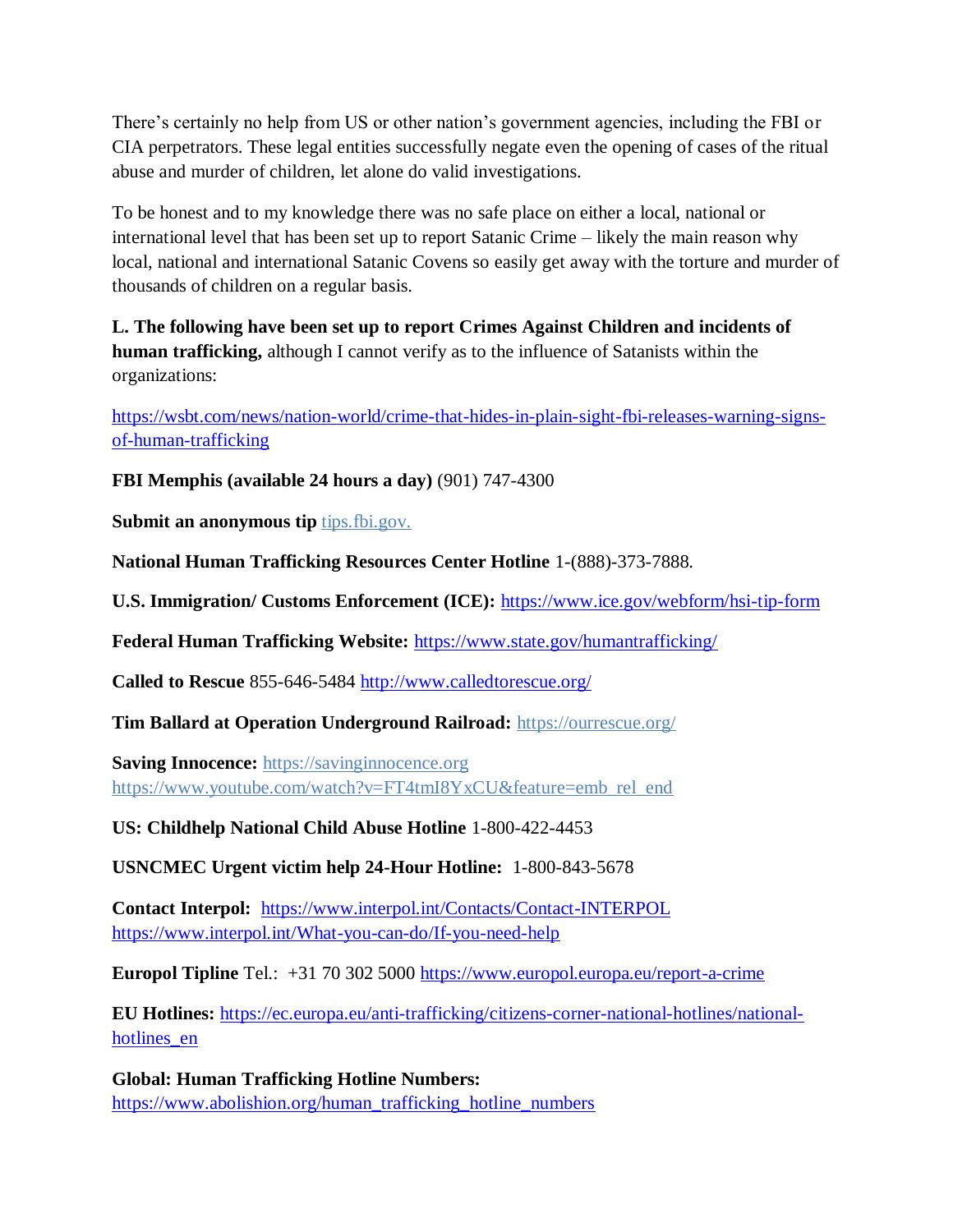There's certainly no help from US or other nation's government agencies, including the FBI or CIA perpetrators. These legal entities successfully negate even the opening of cases of the ritual abuse and murder of children, let alone do valid investigations.

To be honest and to my knowledge there was no safe place on either a local, national or international level that has been set up to report Satanic Crime – likely the main reason why local, national and international Satanic Covens so easily get away with the torture and murder of thousands of children on a regular basis.

**L. The following have been set up to report Crimes Against Children and incidents of human trafficking,** although I cannot verify as to the influence of Satanists within the organizations:

https://wsbt.com/news/nation-world/crime-that-hides-in-plain-sight-fbi-releases-warning-signs-of-human-trafficking

**FBI Memphis (available 24 hours a day)** (901) 747-4300

**Submit an anonymous tip** tips.fbi.gov.

**National Human Trafficking Resources Center Hotline** 1-(888)-373-7888.

**U.S. Immigration/ Customs Enforcement (ICE):** https://www.ice.gov/webform/hsi-tip-form

**Federal Human Trafficking Website:** https://www.state.gov/humantrafficking/

**Called to Rescue** 855-646-5484 http://www.calledtorescue.org/

**Tim Ballard at Operation Underground Railroad:** https://ourrescue.org/

**Saving Innocence:** https://savinginnocence.org
https://www.youtube.com/watch?v=FT4tmI8YxCU&feature=emb_rel_end

**US: Childhelp National Child Abuse Hotline** 1-800-422-4453

**USNCMEC Urgent victim help 24-Hour Hotline:** 1-800-843-5678

**Contact Interpol:** https://www.interpol.int/Contacts/Contact-INTERPOL
https://www.interpol.int/What-you-can-do/If-you-need-help

**Europol Tipline** Tel.: +31 70 302 5000 https://www.europol.europa.eu/report-a-crime

**EU Hotlines:** https://ec.europa.eu/anti-trafficking/citizens-corner-national-hotlines/national-hotlines_en

**Global: Human Trafficking Hotline Numbers:**
https://www.abolishion.org/human_trafficking_hotline_numbers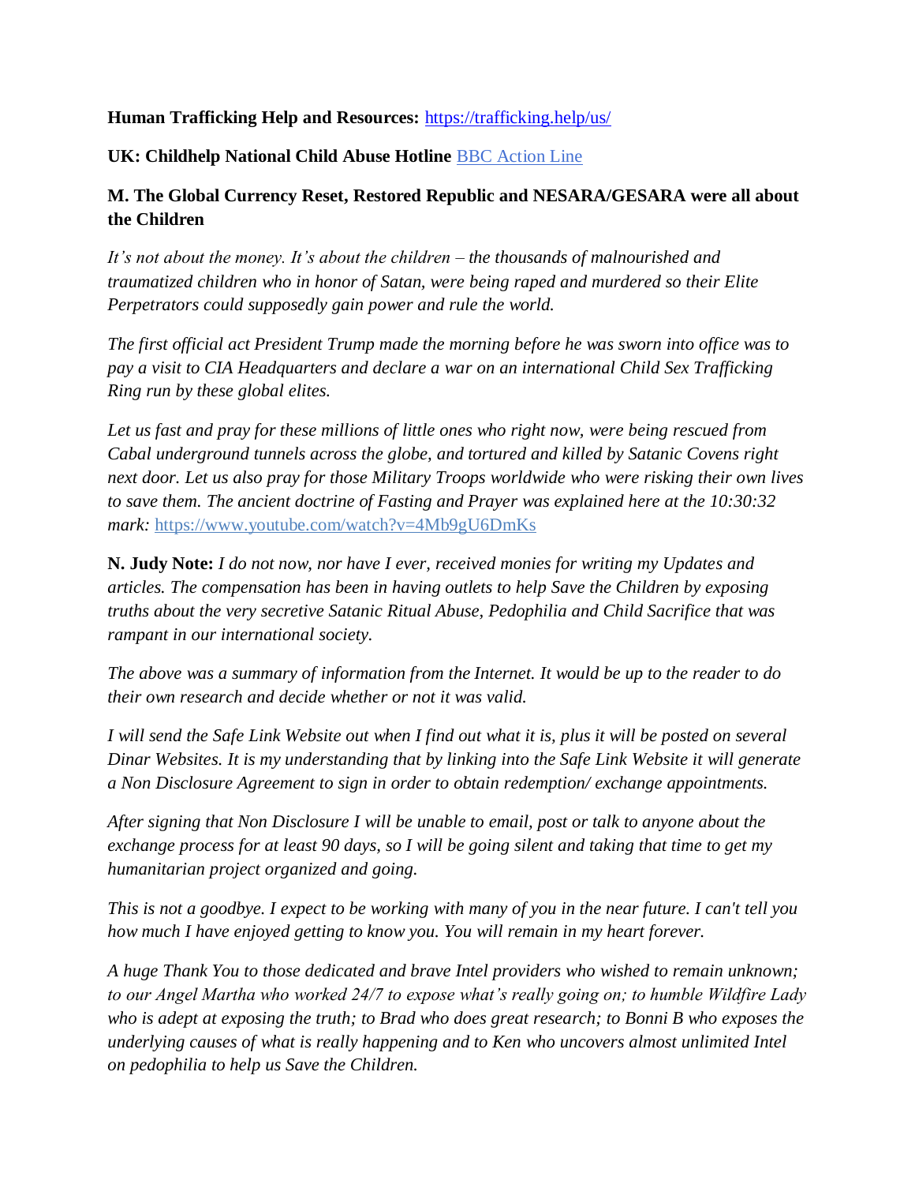**Human Trafficking Help and Resources:** [https://trafficking.help/us/](https://trafficking.help/us/)

**UK: Childhelp National Child Abuse Hotline** [BBC Action Line](BBC Action Line)

**M. The Global Currency Reset, Restored Republic and NESARA/GESARA were all about the Children**

*It's not about the money. It's about the children – the thousands of malnourished and traumatized children who in honor of Satan, were being raped and murdered so their Elite Perpetrators could supposedly gain power and rule the world.*

*The first official act President Trump made the morning before he was sworn into office was to pay a visit to CIA Headquarters and declare a war on an international Child Sex Trafficking Ring run by these global elites.*

*Let us fast and pray for these millions of little ones who right now, were being rescued from Cabal underground tunnels across the globe, and tortured and killed by Satanic Covens right next door. Let us also pray for those Military Troops worldwide who were risking their own lives to save them. The ancient doctrine of Fasting and Prayer was explained here at the 10:30:32 mark:* [https://www.youtube.com/watch?v=4Mb9gU6DmKs](https://www.youtube.com/watch?v=4Mb9gU6DmKs)

**N. Judy Note:** *I do not now, nor have I ever, received monies for writing my Updates and articles. The compensation has been in having outlets to help Save the Children by exposing truths about the very secretive Satanic Ritual Abuse, Pedophilia and Child Sacrifice that was rampant in our international society.*

*The above was a summary of information from the Internet. It would be up to the reader to do their own research and decide whether or not it was valid.*

*I will send the Safe Link Website out when I find out what it is, plus it will be posted on several Dinar Websites. It is my understanding that by linking into the Safe Link Website it will generate a Non Disclosure Agreement to sign in order to obtain redemption/ exchange appointments.*

*After signing that Non Disclosure I will be unable to email, post or talk to anyone about the exchange process for at least 90 days, so I will be going silent and taking that time to get my humanitarian project organized and going.*

*This is not a goodbye. I expect to be working with many of you in the near future. I can't tell you how much I have enjoyed getting to know you. You will remain in my heart forever.*

*A huge Thank You to those dedicated and brave Intel providers who wished to remain unknown; to our Angel Martha who worked 24/7 to expose what's really going on; to humble Wildfire Lady who is adept at exposing the truth; to Brad who does great research; to Bonni B who exposes the underlying causes of what is really happening and to Ken who uncovers almost unlimited Intel on pedophilia to help us Save the Children.*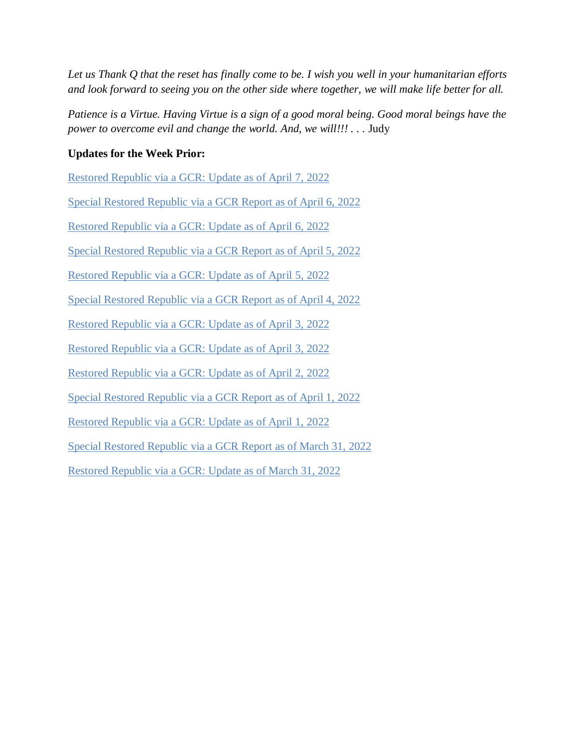*Let us Thank Q that the reset has finally come to be. I wish you well in your humanitarian efforts and look forward to seeing you on the other side where together, we will make life better for all.*

*Patience is a Virtue. Having Virtue is a sign of a good moral being. Good moral beings have the power to overcome evil and change the world. And, we will!!!* . . . Judy

**Updates for the Week Prior:**

Restored Republic via a GCR: Update as of April 7, 2022

Special Restored Republic via a GCR Report as of April 6, 2022

Restored Republic via a GCR: Update as of April 6, 2022

Special Restored Republic via a GCR Report as of April 5, 2022

Restored Republic via a GCR: Update as of April 5, 2022

Special Restored Republic via a GCR Report as of April 4, 2022

Restored Republic via a GCR: Update as of April 3, 2022

Restored Republic via a GCR: Update as of April 3, 2022

Restored Republic via a GCR: Update as of April 2, 2022

Special Restored Republic via a GCR Report as of April 1, 2022

Restored Republic via a GCR: Update as of April 1, 2022

Special Restored Republic via a GCR Report as of March 31, 2022

Restored Republic via a GCR: Update as of March 31, 2022